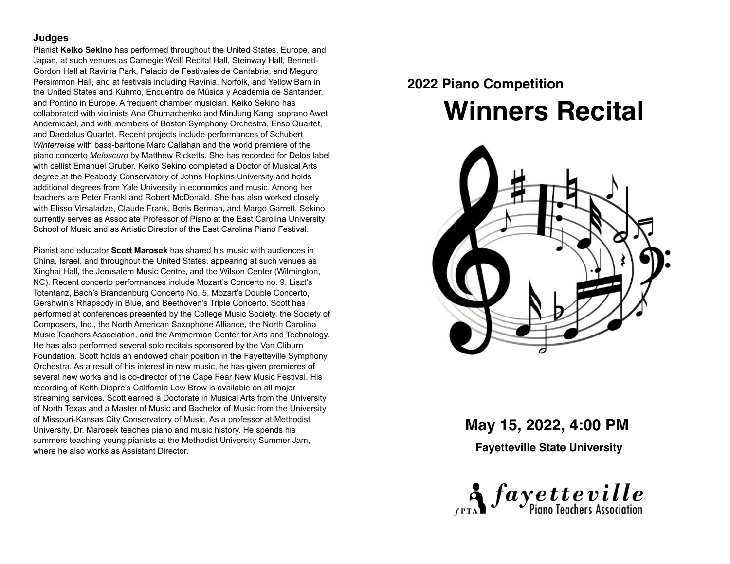## Judges

Pianist **Keiko Sekino** has performed throughout the United States, Europe, and Japan, at such venues as Carnegie Weill Recital Hall, Steinway Hall, Bennett-Gordon Hall at Ravinia Park, Palacio de Festivales de Cantabria, and Meguro Persimmon Hall, and at festivals including Ravinia, Norfolk, and Yellow Barn in the United States and Kuhmo, Encuentro de Música y Academia de Santander, and Pontino in Europe. A frequent chamber musician, Keiko Sekino has collaborated with violinists Ana Chumachenko and MinJung Kang, soprano Awet Andemicael, and with members of Boston Symphony Orchestra, Enso Quartet, and Daedalus Quartet. Recent projects include performances of Schubert *Winterreise* with bass-baritone Marc Callahan and the world premiere of the piano concerto *Meloscuro* by Matthew Ricketts. She has recorded for Delos label with cellist Emanuel Gruber. Keiko Sekino completed a Doctor of Musical Arts degree at the Peabody Conservatory of Johns Hopkins University and holds additional degrees from Yale University in economics and music. Among her teachers are Peter Frankl and Robert McDonald. She has also worked closely with Elisso Virsaladze, Claude Frank, Boris Berman, and Margo Garrett. Sekino currently serves as Associate Professor of Piano at the East Carolina University School of Music and as Artistic Director of the East Carolina Piano Festival.

Pianist and educator **Scott Marosek** has shared his music with audiences in China, Israel, and throughout the United States, appearing at such venues as Xinghai Hall, the Jerusalem Music Centre, and the Wilson Center (Wilmington, NC). Recent concerto performances include Mozart's Concerto no. 9, Liszt's Totentanz, Bach's Brandenburg Concerto No. 5, Mozart's Double Concerto, Gershwin's Rhapsody in Blue, and Beethoven's Triple Concerto. Scott has performed at conferences presented by the College Music Society, the Society of Composers, Inc., the North American Saxophone Alliance, the North Carolina Music Teachers Association, and the Ammerman Center for Arts and Technology. He has also performed several solo recitals sponsored by the Van Cliburn Foundation. Scott holds an endowed chair position in the Fayetteville Symphony Orchestra. As a result of his interest in new music, he has given premieres of several new works and is co-director of the Cape Fear New Music Festival. His recording of Keith Dippre's California Low Brow is available on all major streaming services. Scott earned a Doctorate in Musical Arts from the University of North Texas and a Master of Music and Bachelor of Music from the University of Missouri-Kansas City Conservatory of Music. As a professor at Methodist University, Dr. Marosek teaches piano and music history. He spends his summers teaching young pianists at the Methodist University Summer Jam, where he also works as Assistant Director.

## 2022 Piano Competition

# Winners Recital

**May 15, 2022, 4:00 PM**

**Fayetteville State University**

fPTA fayetteville Piano Teachers Association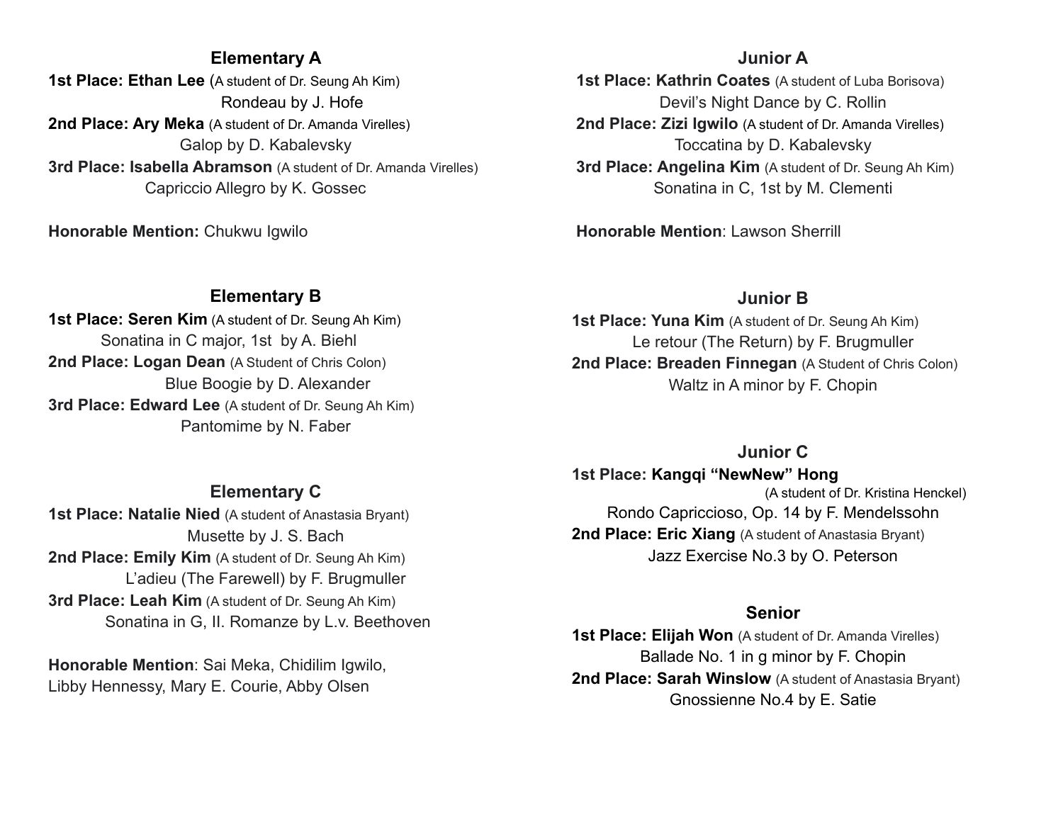## Elementary A

**1st Place: Ethan Lee** (A student of Dr. Seung Ah Kim)
Rondeau by J. Hofe

**2nd Place: Ary Meka** (A student of Dr. Amanda Virelles)
Galop by D. Kabalevsky

**3rd Place: Isabella Abramson** (A student of Dr. Amanda Virelles)
Capriccio Allegro by K. Gossec

**Honorable Mention:** Chukwu Igwilo

## Elementary B

**1st Place: Seren Kim** (A student of Dr. Seung Ah Kim)
Sonatina in C major, 1st by A. Biehl

**2nd Place: Logan Dean** (A Student of Chris Colon)
Blue Boogie by D. Alexander

**3rd Place: Edward Lee** (A student of Dr. Seung Ah Kim)
Pantomime by N. Faber

## Elementary C

**1st Place: Natalie Nied** (A student of Anastasia Bryant)
Musette by J. S. Bach

**2nd Place: Emily Kim** (A student of Dr. Seung Ah Kim)
L'adieu (The Farewell) by F. Brugmuller

**3rd Place: Leah Kim** (A student of Dr. Seung Ah Kim)
Sonatina in G, II. Romanze by L.v. Beethoven

**Honorable Mention**: Sai Meka, Chidilim Igwilo, Libby Hennessy, Mary E. Courie, Abby Olsen

## Junior A

**1st Place: Kathrin Coates** (A student of Luba Borisova)
Devil's Night Dance by C. Rollin

**2nd Place: Zizi Igwilo** (A student of Dr. Amanda Virelles)
Toccatina by D. Kabalevsky

**3rd Place: Angelina Kim** (A student of Dr. Seung Ah Kim)
Sonatina in C, 1st by M. Clementi

**Honorable Mention**: Lawson Sherrill

## Junior B

**1st Place: Yuna Kim** (A student of Dr. Seung Ah Kim)
Le retour (The Return) by F. Brugmuller

**2nd Place: Breaden Finnegan** (A Student of Chris Colon)
Waltz in A minor by F. Chopin

## Junior C

**1st Place: Kangqi "NewNew" Hong** (A student of Dr. Kristina Henckel)
Rondo Capriccioso, Op. 14 by F. Mendelssohn

**2nd Place: Eric Xiang** (A student of Anastasia Bryant)
Jazz Exercise No.3 by O. Peterson

## Senior

**1st Place: Elijah Won** (A student of Dr. Amanda Virelles)
Ballade No. 1 in g minor by F. Chopin

**2nd Place: Sarah Winslow** (A student of Anastasia Bryant)
Gnossienne No.4 by E. Satie